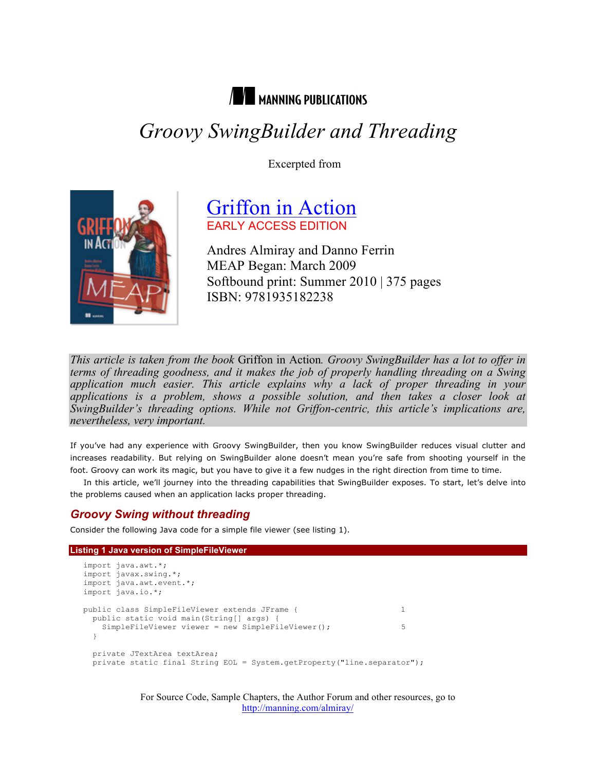MANNING PUBLICATIONS

# *Groovy SwingBuilder and Threading*

Excerpted from

## Griffon in Action

EARLY ACCESS EDITION

Andres Almiray and Danno Ferrin
MEAP Began: March 2009
Softbound print: Summer 2010 | 375 pages
ISBN: 9781935182238

*This article is taken from the book* Griffon in Action*. Groovy SwingBuilder has a lot to offer in terms of threading goodness, and it makes the job of properly handling threading on a Swing application much easier. This article explains why a lack of proper threading in your applications is a problem, shows a possible solution, and then takes a closer look at SwingBuilder's threading options. While not Griffon-centric, this article's implications are, nevertheless, very important.*

If you've had any experience with Groovy SwingBuilder, then you know SwingBuilder reduces visual clutter and increases readability. But relying on SwingBuilder alone doesn't mean you're safe from shooting yourself in the foot. Groovy can work its magic, but you have to give it a few nudges in the right direction from time to time.

In this article, we'll journey into the threading capabilities that SwingBuilder exposes. To start, let's delve into the problems caused when an application lacks proper threading.

### Groovy Swing without threading

Consider the following Java code for a simple file viewer (see listing 1).

**Listing 1 Java version of SimpleFileViewer**

```
import java.awt.*;
import javax.swing.*;
import java.awt.event.*;
import java.io.*;

public class SimpleFileViewer extends JFrame {                    1
  public static void main(String[] args) {
    SimpleFileViewer viewer = new SimpleFileViewer();             5
  }

  private JTextArea textArea;
  private static final String EOL = System.getProperty("line.separator");
```

For Source Code, Sample Chapters, the Author Forum and other resources, go to http://manning.com/almiray/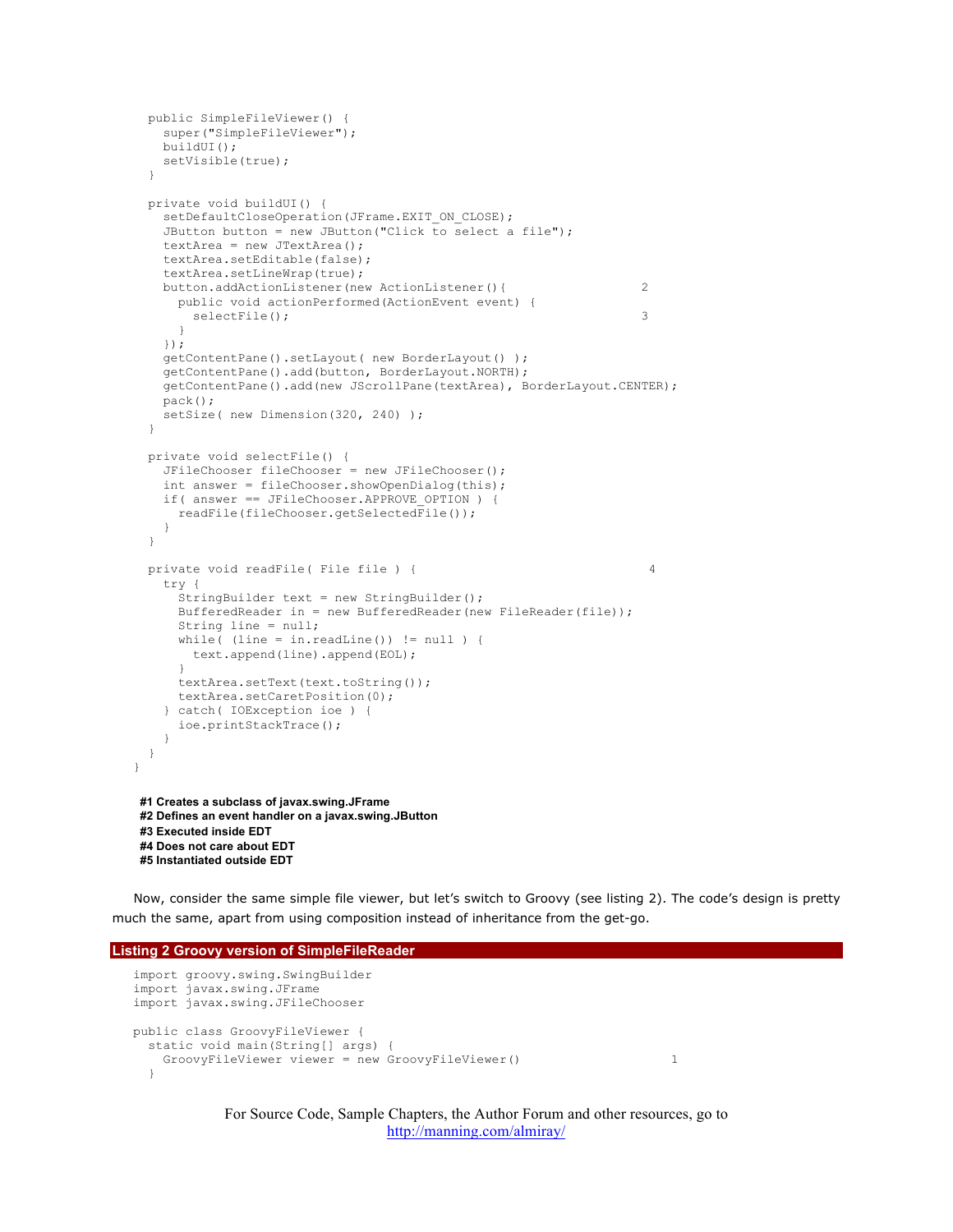```
  public SimpleFileViewer() {
    super("SimpleFileViewer");
    buildUI();
    setVisible(true);
  }

  private void buildUI() {
    setDefaultCloseOperation(JFrame.EXIT_ON_CLOSE);
    JButton button = new JButton("Click to select a file");
    textArea = new JTextArea();
    textArea.setEditable(false);
    textArea.setLineWrap(true);
    button.addActionListener(new ActionListener(){                  2
      public void actionPerformed(ActionEvent event) {
        selectFile();                                               3
      }
    });
    getContentPane().setLayout( new BorderLayout() );
    getContentPane().add(button, BorderLayout.NORTH);
    getContentPane().add(new JScrollPane(textArea), BorderLayout.CENTER);
    pack();
    setSize( new Dimension(320, 240) );
  }

  private void selectFile() {
    JFileChooser fileChooser = new JFileChooser();
    int answer = fileChooser.showOpenDialog(this);
    if( answer == JFileChooser.APPROVE_OPTION ) {
      readFile(fileChooser.getSelectedFile());
    }
  }

  private void readFile( File file ) {                               4
    try {
      StringBuilder text = new StringBuilder();
      BufferedReader in = new BufferedReader(new FileReader(file));
      String line = null;
      while( (line = in.readLine()) != null ) {
        text.append(line).append(EOL);
      }
      textArea.setText(text.toString());
      textArea.setCaretPosition(0);
    } catch( IOException ioe ) {
      ioe.printStackTrace();
    }
  }
}
```

**#1 Creates a subclass of javax.swing.JFrame**
**#2 Defines an event handler on a javax.swing.JButton**
**#3 Executed inside EDT**
**#4 Does not care about EDT**
**#5 Instantiated outside EDT**

Now, consider the same simple file viewer, but let's switch to Groovy (see listing 2). The code's design is pretty much the same, apart from using composition instead of inheritance from the get-go.

**Listing 2 Groovy version of SimpleFileReader**

```
import groovy.swing.SwingBuilder
import javax.swing.JFrame
import javax.swing.JFileChooser

public class GroovyFileViewer {
  static void main(String[] args) {
    GroovyFileViewer viewer = new GroovyFileViewer()                  1
  }
```

For Source Code, Sample Chapters, the Author Forum and other resources, go to http://manning.com/almiray/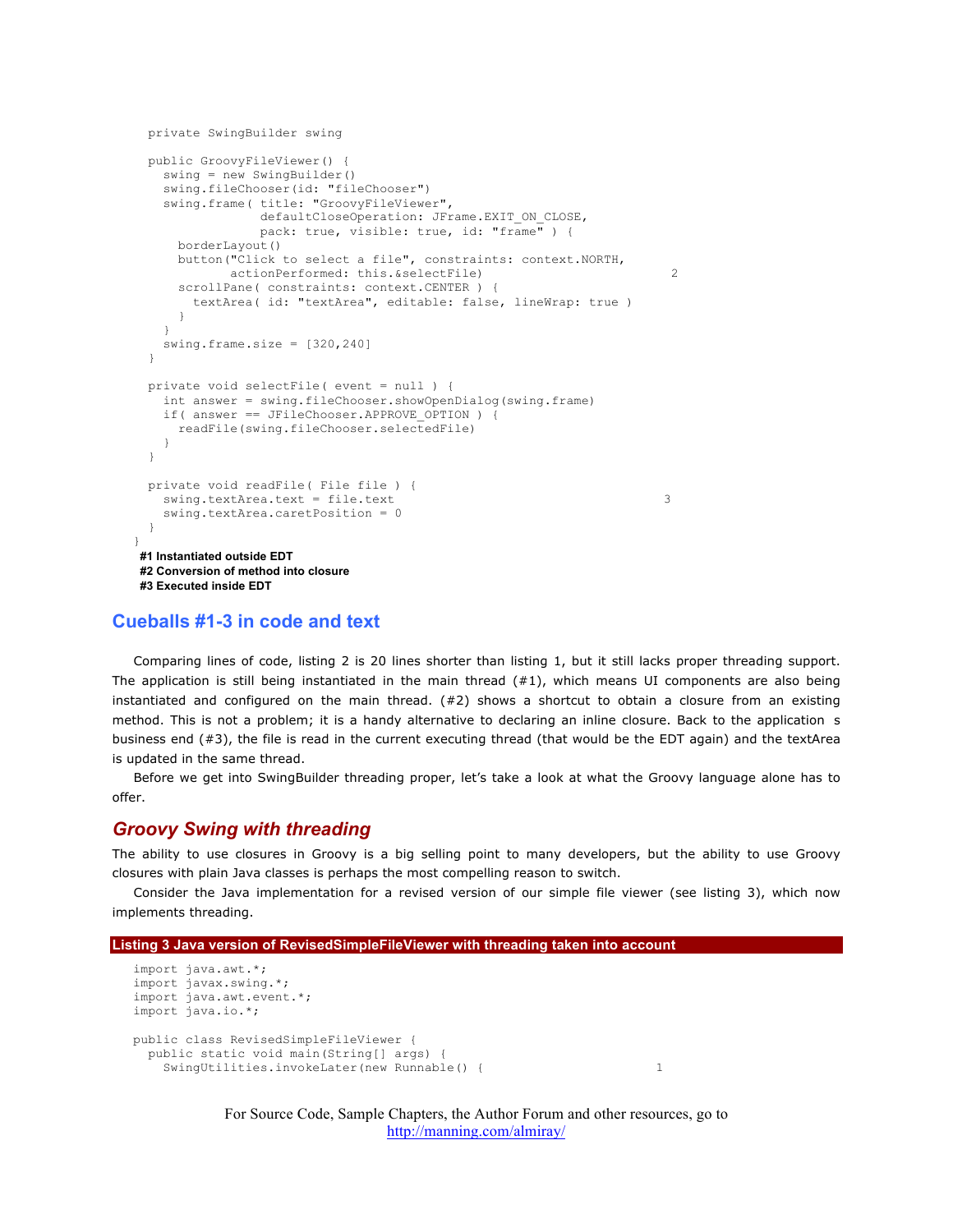```
  private SwingBuilder swing

  public GroovyFileViewer() {
    swing = new SwingBuilder()
    swing.fileChooser(id: "fileChooser")
    swing.frame( title: "GroovyFileViewer",
                 defaultCloseOperation: JFrame.EXIT_ON_CLOSE,
                 pack: true, visible: true, id: "frame" ) {
      borderLayout()
      button("Click to select a file", constraints: context.NORTH,
             actionPerformed: this.&selectFile)                        2
      scrollPane( constraints: context.CENTER ) {
        textArea( id: "textArea", editable: false, lineWrap: true )
      }
    }
    swing.frame.size = [320,240]
  }

  private void selectFile( event = null ) {
    int answer = swing.fileChooser.showOpenDialog(swing.frame)
    if( answer == JFileChooser.APPROVE_OPTION ) {
      readFile(swing.fileChooser.selectedFile)
    }
  }

  private void readFile( File file ) {
    swing.textArea.text = file.text                                   3
    swing.textArea.caretPosition = 0
  }
}
```

**#1 Instantiated outside EDT**
**#2 Conversion of method into closure**
**#3 Executed inside EDT**

## Cueballs #1-3 in code and text

Comparing lines of code, listing 2 is 20 lines shorter than listing 1, but it still lacks proper threading support. The application is still being instantiated in the main thread (#1), which means UI components are also being instantiated and configured on the main thread. (#2) shows a shortcut to obtain a closure from an existing method. This is not a problem; it is a handy alternative to declaring an inline closure. Back to the application s business end (#3), the file is read in the current executing thread (that would be the EDT again) and the textArea is updated in the same thread.

Before we get into SwingBuilder threading proper, let's take a look at what the Groovy language alone has to offer.

### *Groovy Swing with threading*

The ability to use closures in Groovy is a big selling point to many developers, but the ability to use Groovy closures with plain Java classes is perhaps the most compelling reason to switch.

Consider the Java implementation for a revised version of our simple file viewer (see listing 3), which now implements threading.

**Listing 3 Java version of RevisedSimpleFileViewer with threading taken into account**

```
import java.awt.*;
import javax.swing.*;
import java.awt.event.*;
import java.io.*;

public class RevisedSimpleFileViewer {
  public static void main(String[] args) {
    SwingUtilities.invokeLater(new Runnable() {                        1
```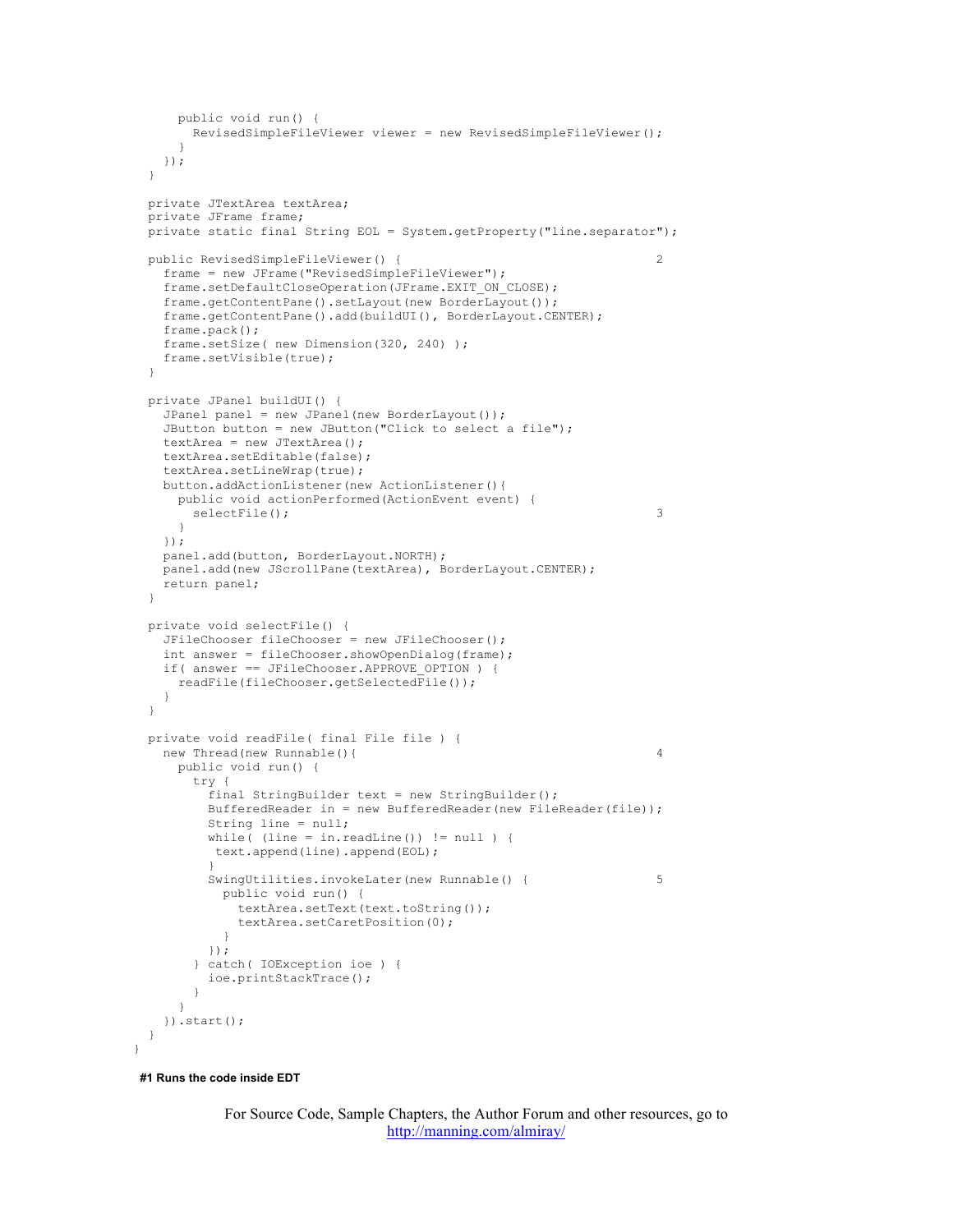```
      public void run() {
        RevisedSimpleFileViewer viewer = new RevisedSimpleFileViewer();
      }
    });
  }

  private JTextArea textArea;
  private JFrame frame;
  private static final String EOL = System.getProperty("line.separator");

  public RevisedSimpleFileViewer() {                                   2
    frame = new JFrame("RevisedSimpleFileViewer");
    frame.setDefaultCloseOperation(JFrame.EXIT_ON_CLOSE);
    frame.getContentPane().setLayout(new BorderLayout());
    frame.getContentPane().add(buildUI(), BorderLayout.CENTER);
    frame.pack();
    frame.setSize( new Dimension(320, 240) );
    frame.setVisible(true);
  }

  private JPanel buildUI() {
    JPanel panel = new JPanel(new BorderLayout());
    JButton button = new JButton("Click to select a file");
    textArea = new JTextArea();
    textArea.setEditable(false);
    textArea.setLineWrap(true);
    button.addActionListener(new ActionListener(){
      public void actionPerformed(ActionEvent event) {
        selectFile();                                                  3
      }
    });
    panel.add(button, BorderLayout.NORTH);
    panel.add(new JScrollPane(textArea), BorderLayout.CENTER);
    return panel;
  }

  private void selectFile() {
    JFileChooser fileChooser = new JFileChooser();
    int answer = fileChooser.showOpenDialog(frame);
    if( answer == JFileChooser.APPROVE_OPTION ) {
      readFile(fileChooser.getSelectedFile());
    }
  }

  private void readFile( final File file ) {
    new Thread(new Runnable(){                                         4
      public void run() {
        try {
          final StringBuilder text = new StringBuilder();
          BufferedReader in = new BufferedReader(new FileReader(file));
          String line = null;
          while( (line = in.readLine()) != null ) {
           text.append(line).append(EOL);
          }
          SwingUtilities.invokeLater(new Runnable() {                  5
            public void run() {
              textArea.setText(text.toString());
              textArea.setCaretPosition(0);
            }
          });
        } catch( IOException ioe ) {
          ioe.printStackTrace();
        }
      }
    }).start();
  }
}
```

**#1 Runs the code inside EDT**

For Source Code, Sample Chapters, the Author Forum and other resources, go to http://manning.com/almiray/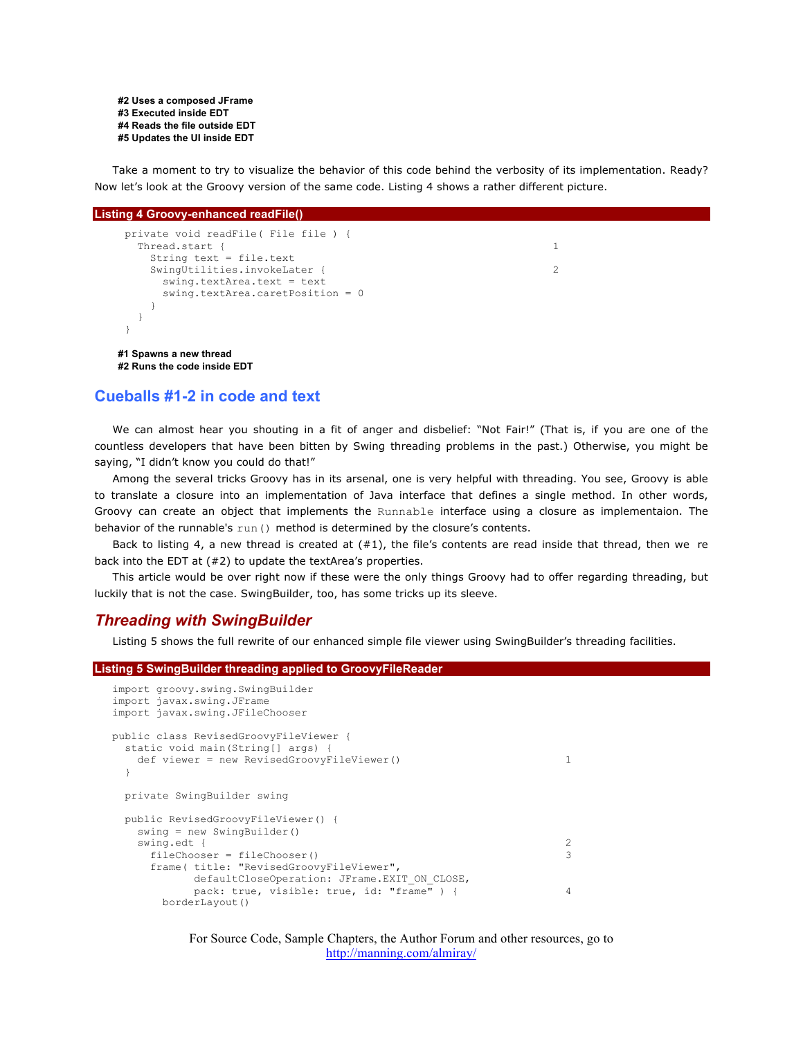**#2 Uses a composed JFrame**
**#3 Executed inside EDT**
**#4 Reads the file outside EDT**
**#5 Updates the UI inside EDT**

Take a moment to try to visualize the behavior of this code behind the verbosity of its implementation. Ready? Now let's look at the Groovy version of the same code. Listing 4 shows a rather different picture.

**Listing 4 Groovy-enhanced readFile()**

```
private void readFile( File file ) {
  Thread.start {                                                    1
    String text = file.text
    SwingUtilities.invokeLater {                                    2
      swing.textArea.text = text
      swing.textArea.caretPosition = 0
    }
  }
}
```

**#1 Spawns a new thread**
**#2 Runs the code inside EDT**

## Cueballs #1-2 in code and text

We can almost hear you shouting in a fit of anger and disbelief: "Not Fair!" (That is, if you are one of the countless developers that have been bitten by Swing threading problems in the past.) Otherwise, you might be saying, "I didn't know you could do that!"

Among the several tricks Groovy has in its arsenal, one is very helpful with threading. You see, Groovy is able to translate a closure into an implementation of Java interface that defines a single method. In other words, Groovy can create an object that implements the `Runnable` interface using a closure as implementaion. The behavior of the runnable's `run()` method is determined by the closure's contents.

Back to listing 4, a new thread is created at (#1), the file's contents are read inside that thread, then we re back into the EDT at (#2) to update the textArea's properties.

This article would be over right now if these were the only things Groovy had to offer regarding threading, but luckily that is not the case. SwingBuilder, too, has some tricks up its sleeve.

### *Threading with SwingBuilder*

Listing 5 shows the full rewrite of our enhanced simple file viewer using SwingBuilder's threading facilities.

**Listing 5 SwingBuilder threading applied to GroovyFileReader**

```
import groovy.swing.SwingBuilder
import javax.swing.JFrame
import javax.swing.JFileChooser

public class RevisedGroovyFileViewer {
  static void main(String[] args) {
    def viewer = new RevisedGroovyFileViewer()                        1
  }

  private SwingBuilder swing

  public RevisedGroovyFileViewer() {
    swing = new SwingBuilder()
    swing.edt {                                                       2
      fileChooser = fileChooser()                                     3
      frame( title: "RevisedGroovyFileViewer",
             defaultCloseOperation: JFrame.EXIT_ON_CLOSE,
             pack: true, visible: true, id: "frame" ) {              4
        borderLayout()
```

For Source Code, Sample Chapters, the Author Forum and other resources, go to
http://manning.com/almiray/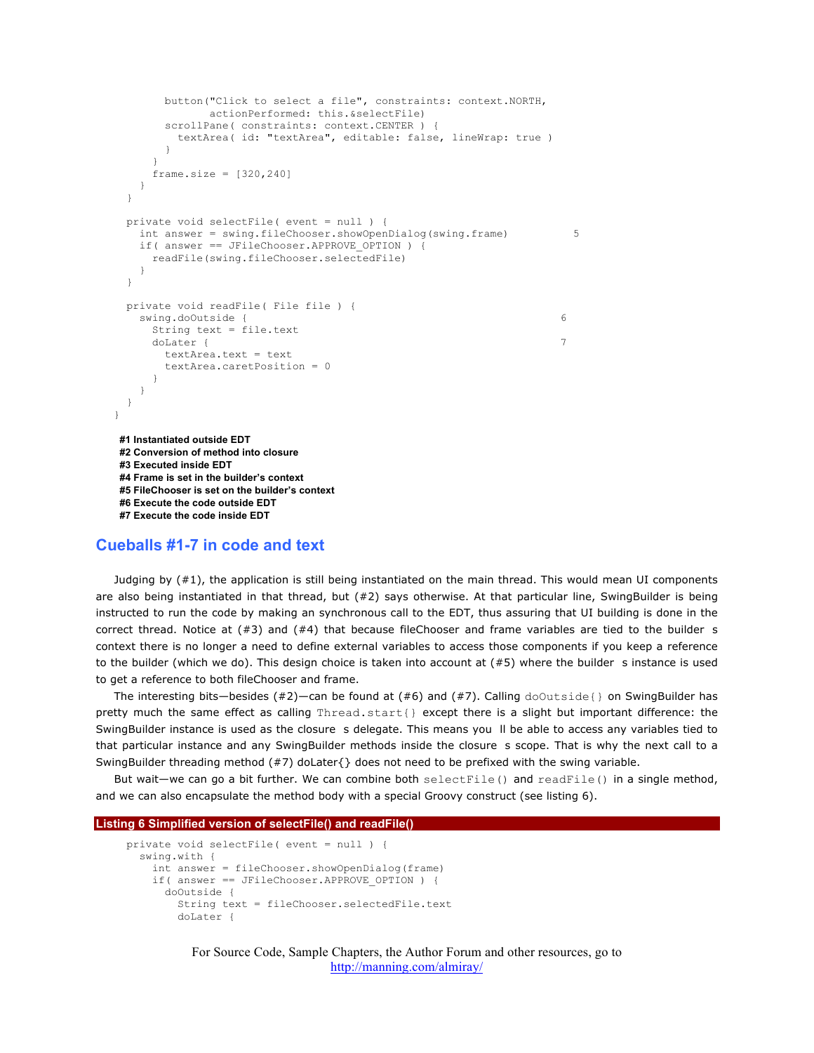```
      button("Click to select a file", constraints: context.NORTH,
             actionPerformed: this.&selectFile)
      scrollPane( constraints: context.CENTER ) {
        textArea( id: "textArea", editable: false, lineWrap: true )
      }
    }
    frame.size = [320,240]
  }
}

private void selectFile( event = null ) {
  int answer = swing.fileChooser.showOpenDialog(swing.frame)          5
  if( answer == JFileChooser.APPROVE_OPTION ) {
    readFile(swing.fileChooser.selectedFile)
  }
}

private void readFile( File file ) {
  swing.doOutside {                                                  6
    String text = file.text
    doLater {                                                        7
      textArea.text = text
      textArea.caretPosition = 0
    }
  }
}
}
```

**#1 Instantiated outside EDT**
**#2 Conversion of method into closure**
**#3 Executed inside EDT**
**#4 Frame is set in the builder's context**
**#5 FileChooser is set on the builder's context**
**#6 Execute the code outside EDT**
**#7 Execute the code inside EDT**

## Cueballs #1-7 in code and text

Judging by (#1), the application is still being instantiated on the main thread. This would mean UI components are also being instantiated in that thread, but (#2) says otherwise. At that particular line, SwingBuilder is being instructed to run the code by making an synchronous call to the EDT, thus assuring that UI building is done in the correct thread. Notice at (#3) and (#4) that because fileChooser and frame variables are tied to the builder s context there is no longer a need to define external variables to access those components if you keep a reference to the builder (which we do). This design choice is taken into account at (#5) where the builder s instance is used to get a reference to both fileChooser and frame.

The interesting bits—besides (#2)—can be found at (#6) and (#7). Calling `doOutside{}` on SwingBuilder has pretty much the same effect as calling `Thread.start{}` except there is a slight but important difference: the SwingBuilder instance is used as the closure s delegate. This means you ll be able to access any variables tied to that particular instance and any SwingBuilder methods inside the closure s scope. That is why the next call to a SwingBuilder threading method (#7) doLater{} does not need to be prefixed with the swing variable.

But wait—we can go a bit further. We can combine both `selectFile()` and `readFile()` in a single method, and we can also encapsulate the method body with a special Groovy construct (see listing 6).

**Listing 6 Simplified version of selectFile() and readFile()**

```
private void selectFile( event = null ) {
  swing.with {
    int answer = fileChooser.showOpenDialog(frame)
    if( answer == JFileChooser.APPROVE_OPTION ) {
      doOutside {
        String text = fileChooser.selectedFile.text
        doLater {
```

For Source Code, Sample Chapters, the Author Forum and other resources, go to
http://manning.com/almiray/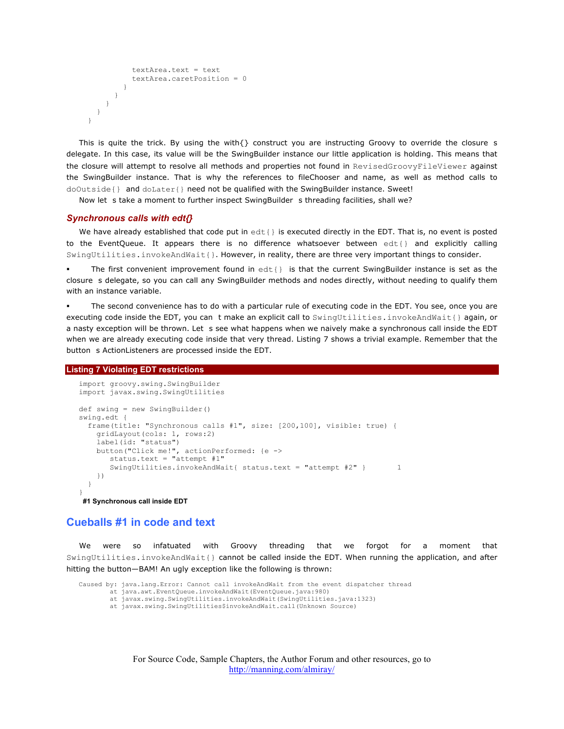```
            textArea.text = text
            textArea.caretPosition = 0
          }
        }
      }
    }
  }
```

This is quite the trick. By using the with{} construct you are instructing Groovy to override the closure s delegate. In this case, its value will be the SwingBuilder instance our little application is holding. This means that the closure will attempt to resolve all methods and properties not found in RevisedGroovyFileViewer against the SwingBuilder instance. That is why the references to fileChooser and name, as well as method calls to doOutside{} and doLater{} need not be qualified with the SwingBuilder instance. Sweet!

Now let s take a moment to further inspect SwingBuilder s threading facilities, shall we?

### *Synchronous calls with edt{}*

We have already established that code put in edt{} is executed directly in the EDT. That is, no event is posted to the EventQueue. It appears there is no difference whatsoever between edt{} and explicitly calling SwingUtilities.invokeAndWait{}. However, in reality, there are three very important things to consider.

- The first convenient improvement found in edt{} is that the current SwingBuilder instance is set as the closure s delegate, so you can call any SwingBuilder methods and nodes directly, without needing to qualify them with an instance variable.
- The second convenience has to do with a particular rule of executing code in the EDT. You see, once you are executing code inside the EDT, you can t make an explicit call to SwingUtilities.invokeAndWait{} again, or a nasty exception will be thrown. Let s see what happens when we naively make a synchronous call inside the EDT when we are already executing code inside that very thread. Listing 7 shows a trivial example. Remember that the button s ActionListeners are processed inside the EDT.

**Listing 7 Violating EDT restrictions**

```
import groovy.swing.SwingBuilder
import javax.swing.SwingUtilities

def swing = new SwingBuilder()
swing.edt {
  frame(title: "Synchronous calls #1", size: [200,100], visible: true) {
    gridLayout(cols: 1, rows:2)
    label(id: "status")
    button("Click me!", actionPerformed: {e ->
       status.text = "attempt #1"
       SwingUtilities.invokeAndWait{ status.text = "attempt #2" }       1
    })
  }
}
```

**#1 Synchronous call inside EDT**

## Cueballs #1 in code and text

We were so infatuated with Groovy threading that we forgot for a moment that SwingUtilities.invokeAndWait{} cannot be called inside the EDT. When running the application, and after hitting the button—BAM! An ugly exception like the following is thrown:

```
Caused by: java.lang.Error: Cannot call invokeAndWait from the event dispatcher thread
        at java.awt.EventQueue.invokeAndWait(EventQueue.java:980)
        at javax.swing.SwingUtilities.invokeAndWait(SwingUtilities.java:1323)
        at javax.swing.SwingUtilities$invokeAndWait.call(Unknown Source)
```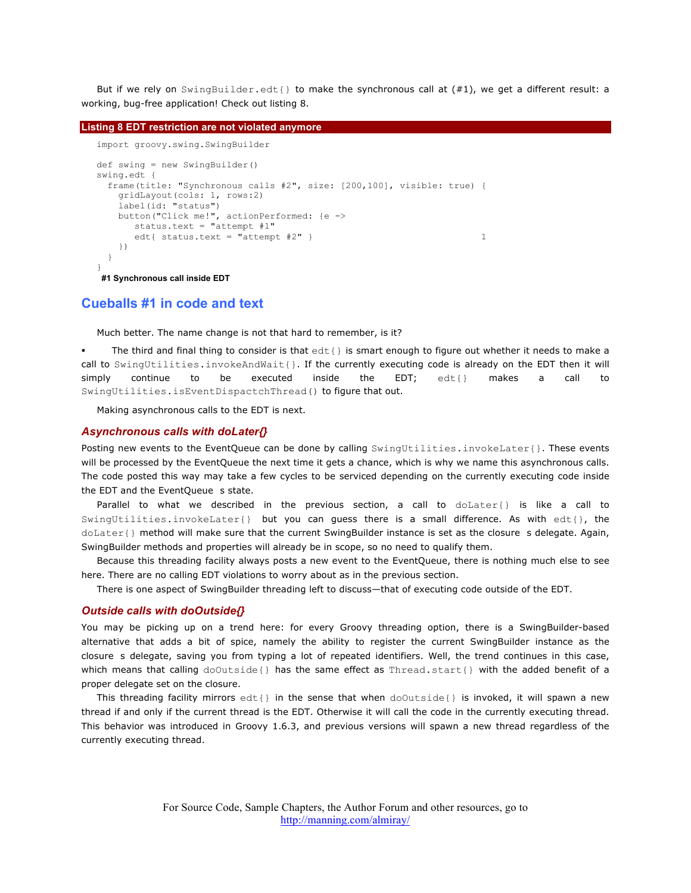But if we rely on `SwingBuilder.edt{}` to make the synchronous call at (#1), we get a different result: a working, bug-free application! Check out listing 8.

**Listing 8 EDT restriction are not violated anymore**

```
import groovy.swing.SwingBuilder

def swing = new SwingBuilder()
swing.edt {
  frame(title: "Synchronous calls #2", size: [200,100], visible: true) {
    gridLayout(cols: 1, rows:2)
    label(id: "status")
    button("Click me!", actionPerformed: {e ->
       status.text = "attempt #1"
       edt{ status.text = "attempt #2" }                              1
    })
  }
}
```

**#1 Synchronous call inside EDT**

## Cueballs #1 in code and text

Much better. The name change is not that hard to remember, is it?

- The third and final thing to consider is that `edt{}` is smart enough to figure out whether it needs to make a call to `SwingUtilities.invokeAndWait{}`. If the currently executing code is already on the EDT then it will simply continue to be executed inside the EDT; `edt{}` makes a call to `SwingUtilities.isEventDispactchThread()` to figure that out.

Making asynchronous calls to the EDT is next.

### *Asynchronous calls with doLater{}*

Posting new events to the EventQueue can be done by calling `SwingUtilities.invokeLater{}`. These events will be processed by the EventQueue the next time it gets a chance, which is why we name this asynchronous calls. The code posted this way may take a few cycles to be serviced depending on the currently executing code inside the EDT and the EventQueue s state.

Parallel to what we described in the previous section, a call to `doLater{}` is like a call to `SwingUtilities.invokeLater{}` but you can guess there is a small difference. As with `edt{}`, the `doLater{}` method will make sure that the current SwingBuilder instance is set as the closure s delegate. Again, SwingBuilder methods and properties will already be in scope, so no need to qualify them.

Because this threading facility always posts a new event to the EventQueue, there is nothing much else to see here. There are no calling EDT violations to worry about as in the previous section.

There is one aspect of SwingBuilder threading left to discuss—that of executing code outside of the EDT.

### *Outside calls with doOutside{}*

You may be picking up on a trend here: for every Groovy threading option, there is a SwingBuilder-based alternative that adds a bit of spice, namely the ability to register the current SwingBuilder instance as the closure s delegate, saving you from typing a lot of repeated identifiers. Well, the trend continues in this case, which means that calling `doOutside{}` has the same effect as `Thread.start{}` with the added benefit of a proper delegate set on the closure.

This threading facility mirrors `edt{}` in the sense that when `doOutside{}` is invoked, it will spawn a new thread if and only if the current thread is the EDT. Otherwise it will call the code in the currently executing thread. This behavior was introduced in Groovy 1.6.3, and previous versions will spawn a new thread regardless of the currently executing thread.